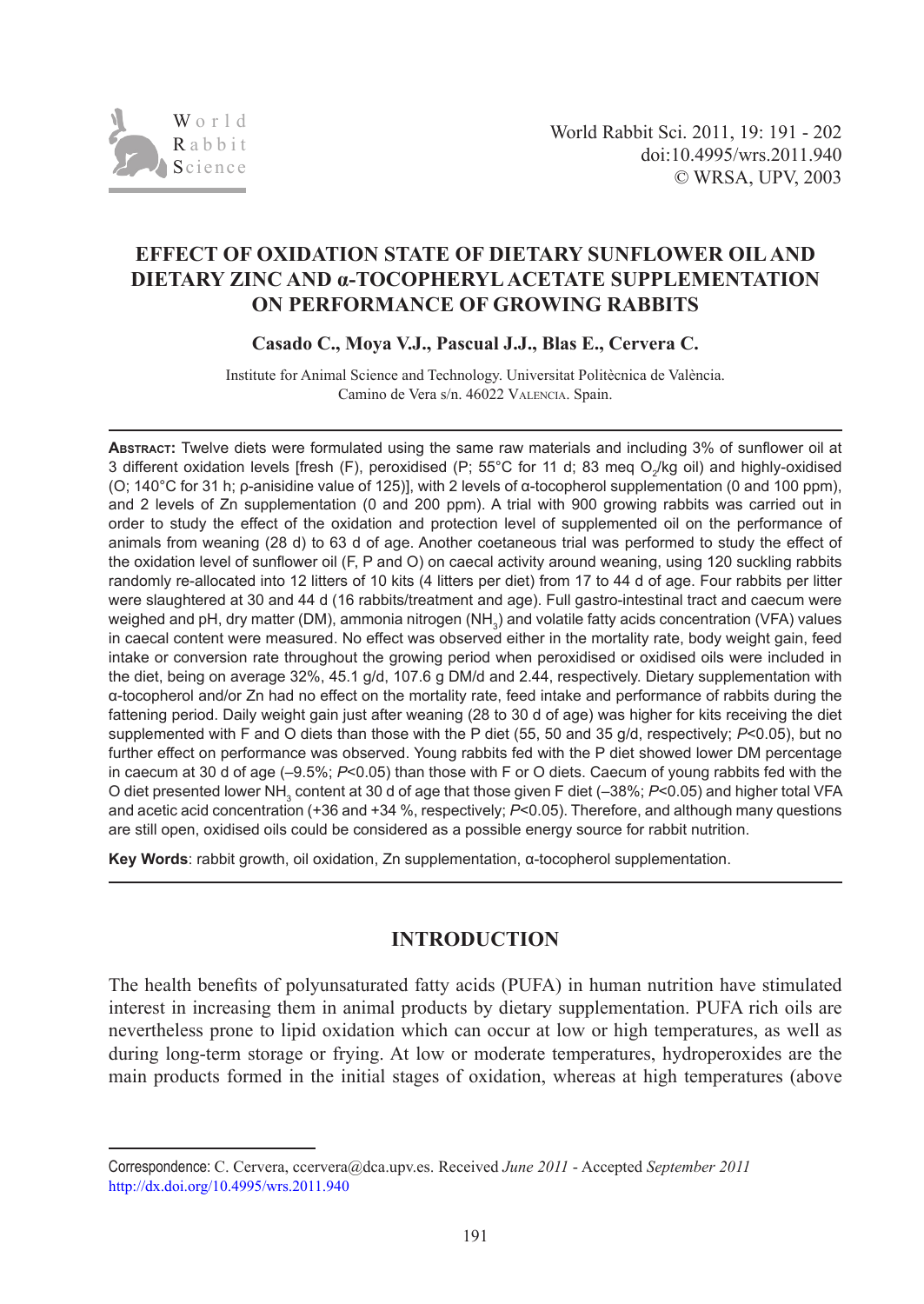# EFFECT OF OXIDATION STATE OF DIETARY SUNFLOWER OIL AND DIETARY ZINC AND α-TOCOPHERYL ACETATE SUPPLEMENTATION ON PERFORMANCE OF GROWING RABBITS

**Casado C., Moya V.J., Pascual J.J., Blas E., Cervera C.**

Institute for Animal Science and Technology. Universitat Politècnica de València.
Camino de Vera s/n. 46022 Valencia. Spain.

**Abstract:** Twelve diets were formulated using the same raw materials and including 3% of sunflower oil at 3 different oxidation levels [fresh (F), peroxidised (P; 55°C for 11 d; 83 meq $O_2$/kg oil) and highly-oxidised (O; 140°C for 31 h; ρ-anisidine value of 125)], with 2 levels of α-tocopherol supplementation (0 and 100 ppm), and 2 levels of Zn supplementation (0 and 200 ppm). A trial with 900 growing rabbits was carried out in order to study the effect of the oxidation and protection level of supplemented oil on the performance of animals from weaning (28 d) to 63 d of age. Another coetaneous trial was performed to study the effect of the oxidation level of sunflower oil (F, P and O) on caecal activity around weaning, using 120 suckling rabbits randomly re-allocated into 12 litters of 10 kits (4 litters per diet) from 17 to 44 d of age. Four rabbits per litter were slaughtered at 30 and 44 d (16 rabbits/treatment and age). Full gastro-intestinal tract and caecum were weighed and pH, dry matter (DM), ammonia nitrogen ($NH_3$) and volatile fatty acids concentration (VFA) values in caecal content were measured. No effect was observed either in the mortality rate, body weight gain, feed intake or conversion rate throughout the growing period when peroxidised or oxidised oils were included in the diet, being on average 32%, 45.1 g/d, 107.6 g DM/d and 2.44, respectively. Dietary supplementation with α-tocopherol and/or Zn had no effect on the mortality rate, feed intake and performance of rabbits during the fattening period. Daily weight gain just after weaning (28 to 30 d of age) was higher for kits receiving the diet supplemented with F and O diets than those with the P diet (55, 50 and 35 g/d, respectively; $P<0.05$), but no further effect on performance was observed. Young rabbits fed with the P diet showed lower DM percentage in caecum at 30 d of age (–9.5%; $P<0.05$) than those with F or O diets. Caecum of young rabbits fed with the O diet presented lower $NH_3$ content at 30 d of age that those given F diet (–38%; $P<0.05$) and higher total VFA and acetic acid concentration (+36 and +34 %, respectively; $P<0.05$). Therefore, and although many questions are still open, oxidised oils could be considered as a possible energy source for rabbit nutrition.

**Key Words**: rabbit growth, oil oxidation, Zn supplementation, α-tocopherol supplementation.

## INTRODUCTION

The health benefits of polyunsaturated fatty acids (PUFA) in human nutrition have stimulated interest in increasing them in animal products by dietary supplementation. PUFA rich oils are nevertheless prone to lipid oxidation which can occur at low or high temperatures, as well as during long-term storage or frying. At low or moderate temperatures, hydroperoxides are the main products formed in the initial stages of oxidation, whereas at high temperatures (above

Correspondence: C. Cervera, ccervera@dca.upv.es. Received *June 2011* - Accepted *September 2011*
http://dx.doi.org/10.4995/wrs.2011.940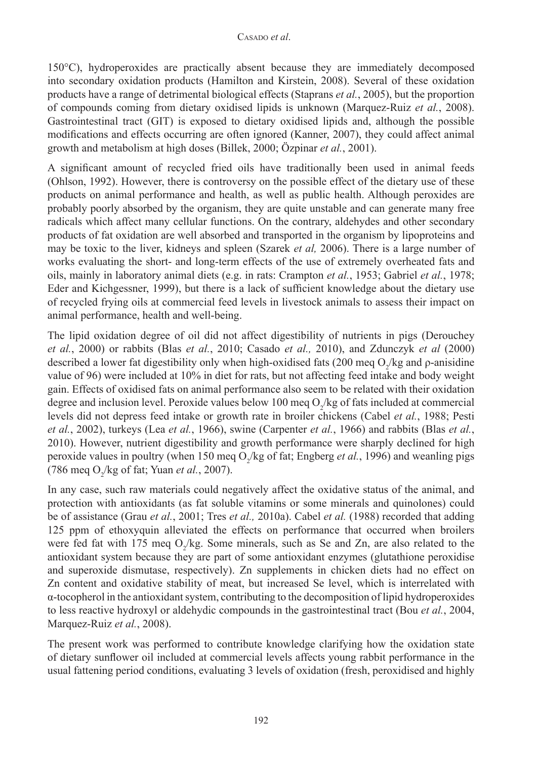150°C), hydroperoxides are practically absent because they are immediately decomposed into secondary oxidation products (Hamilton and Kirstein, 2008). Several of these oxidation products have a range of detrimental biological effects (Staprans *et al.*, 2005), but the proportion of compounds coming from dietary oxidised lipids is unknown (Marquez-Ruiz *et al.*, 2008). Gastrointestinal tract (GIT) is exposed to dietary oxidised lipids and, although the possible modifications and effects occurring are often ignored (Kanner, 2007), they could affect animal growth and metabolism at high doses (Billek, 2000; Özpinar *et al.*, 2001).

A significant amount of recycled fried oils have traditionally been used in animal feeds (Ohlson, 1992). However, there is controversy on the possible effect of the dietary use of these products on animal performance and health, as well as public health. Although peroxides are probably poorly absorbed by the organism, they are quite unstable and can generate many free radicals which affect many cellular functions. On the contrary, aldehydes and other secondary products of fat oxidation are well absorbed and transported in the organism by lipoproteins and may be toxic to the liver, kidneys and spleen (Szarek *et al,* 2006). There is a large number of works evaluating the short- and long-term effects of the use of extremely overheated fats and oils, mainly in laboratory animal diets (e.g. in rats: Crampton *et al.*, 1953; Gabriel *et al.*, 1978; Eder and Kichgessner, 1999), but there is a lack of sufficient knowledge about the dietary use of recycled frying oils at commercial feed levels in livestock animals to assess their impact on animal performance, health and well-being.

The lipid oxidation degree of oil did not affect digestibility of nutrients in pigs (Derouchey *et al.*, 2000) or rabbits (Blas *et al.*, 2010; Casado *et al.,* 2010), and Zdunczyk *et al* (2000) described a lower fat digestibility only when high-oxidised fats (200 meq $O_2$/kg and ρ-anisidine value of 96) were included at 10% in diet for rats, but not affecting feed intake and body weight gain. Effects of oxidised fats on animal performance also seem to be related with their oxidation degree and inclusion level. Peroxide values below 100 meq $O_2$/kg of fats included at commercial levels did not depress feed intake or growth rate in broiler chickens (Cabel *et al.*, 1988; Pesti *et al.*, 2002), turkeys (Lea *et al.*, 1966), swine (Carpenter *et al.*, 1966) and rabbits (Blas *et al.*, 2010). However, nutrient digestibility and growth performance were sharply declined for high peroxide values in poultry (when 150 meq $O_2$/kg of fat; Engberg *et al.*, 1996) and weanling pigs (786 meq $O_2$/kg of fat; Yuan *et al.*, 2007).

In any case, such raw materials could negatively affect the oxidative status of the animal, and protection with antioxidants (as fat soluble vitamins or some minerals and quinolones) could be of assistance (Grau *et al.*, 2001; Tres *et al.,* 2010a). Cabel *et al.* (1988) recorded that adding 125 ppm of ethoxyquin alleviated the effects on performance that occurred when broilers were fed fat with 175 meq $O_2$/kg. Some minerals, such as Se and Zn, are also related to the antioxidant system because they are part of some antioxidant enzymes (glutathione peroxidise and superoxide dismutase, respectively). Zn supplements in chicken diets had no effect on Zn content and oxidative stability of meat, but increased Se level, which is interrelated with α-tocopherol in the antioxidant system, contributing to the decomposition of lipid hydroperoxides to less reactive hydroxyl or aldehydic compounds in the gastrointestinal tract (Bou *et al.*, 2004, Marquez-Ruiz *et al.*, 2008).

The present work was performed to contribute knowledge clarifying how the oxidation state of dietary sunflower oil included at commercial levels affects young rabbit performance in the usual fattening period conditions, evaluating 3 levels of oxidation (fresh, peroxidised and highly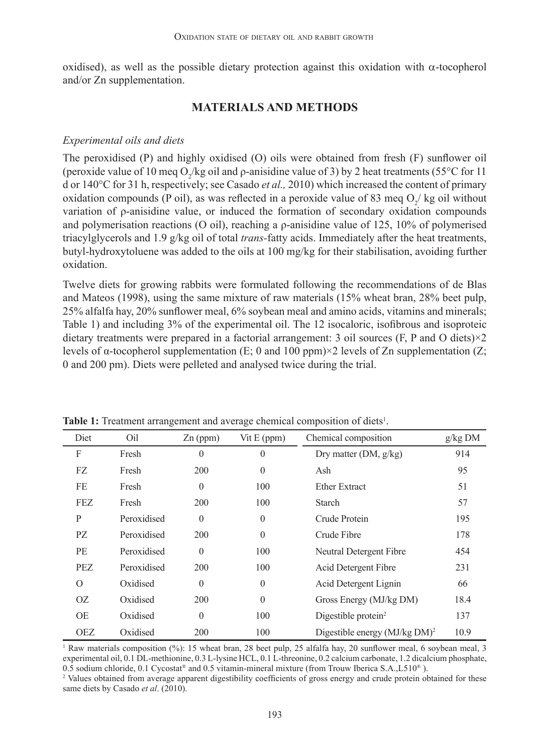oxidised), as well as the possible dietary protection against this oxidation with α-tocopherol and/or Zn supplementation.

## MATERIALS AND METHODS

### *Experimental oils and diets*

The peroxidised (P) and highly oxidised (O) oils were obtained from fresh (F) sunflower oil (peroxide value of 10 meq $O_2$/kg oil and ρ-anisidine value of 3) by 2 heat treatments (55°C for 11 d or 140°C for 31 h, respectively; see Casado *et al.,* 2010) which increased the content of primary oxidation compounds (P oil), as was reflected in a peroxide value of 83 meq $O_2$/ kg oil without variation of ρ-anisidine value, or induced the formation of secondary oxidation compounds and polymerisation reactions (O oil), reaching a ρ-anisidine value of 125, 10% of polymerised triacylglycerols and 1.9 g/kg oil of total *trans*-fatty acids. Immediately after the heat treatments, butyl-hydroxytoluene was added to the oils at 100 mg/kg for their stabilisation, avoiding further oxidation.

Twelve diets for growing rabbits were formulated following the recommendations of de Blas and Mateos (1998), using the same mixture of raw materials (15% wheat bran, 28% beet pulp, 25% alfalfa hay, 20% sunflower meal, 6% soybean meal and amino acids, vitamins and minerals; Table 1) and including 3% of the experimental oil. The 12 isocaloric, isofibrous and isoproteic dietary treatments were prepared in a factorial arrangement: 3 oil sources (F, P and O diets)×2 levels of α-tocopherol supplementation (E; 0 and 100 ppm)×2 levels of Zn supplementation (Z; 0 and 200 pm). Diets were pelleted and analysed twice during the trial.

**Table 1:** Treatment arrangement and average chemical composition of diets[1].

| Diet | Oil | Zn (ppm) | Vit E (ppm) | Chemical composition | g/kg DM |
|---|---|---|---|---|---|
| F | Fresh | 0 | 0 | Dry matter (DM, g/kg) | 914 |
| FZ | Fresh | 200 | 0 | Ash | 95 |
| FE | Fresh | 0 | 100 | Ether Extract | 51 |
| FEZ | Fresh | 200 | 100 | Starch | 57 |
| P | Peroxidised | 0 | 0 | Crude Protein | 195 |
| PZ | Peroxidised | 200 | 0 | Crude Fibre | 178 |
| PE | Peroxidised | 0 | 100 | Neutral Detergent Fibre | 454 |
| PEZ | Peroxidised | 200 | 100 | Acid Detergent Fibre | 231 |
| O | Oxidised | 0 | 0 | Acid Detergent Lignin | 66 |
| OZ | Oxidised | 200 | 0 | Gross Energy (MJ/kg DM) | 18.4 |
| OE | Oxidised | 0 | 100 | Digestible protein[2] | 137 |
| OEZ | Oxidised | 200 | 100 | Digestible energy (MJ/kg DM)[2] | 10.9 |

[1] Raw materials composition (%): 15 wheat bran, 28 beet pulp, 25 alfalfa hay, 20 sunflower meal, 6 soybean meal, 3 experimental oil, 0.1 DL-methionine, 0.3 L-lysine HCL, 0.1 L-threonine, 0.2 calcium carbonate, 1.2 dicalcium phosphate, 0.5 sodium chloride, 0.1 Cycostat® and 0.5 vitamin-mineral mixture (from Trouw Iberica S.A.,L510® ).

[2] Values obtained from average apparent digestibility coefficients of gross energy and crude protein obtained for these same diets by Casado *et al*. (2010).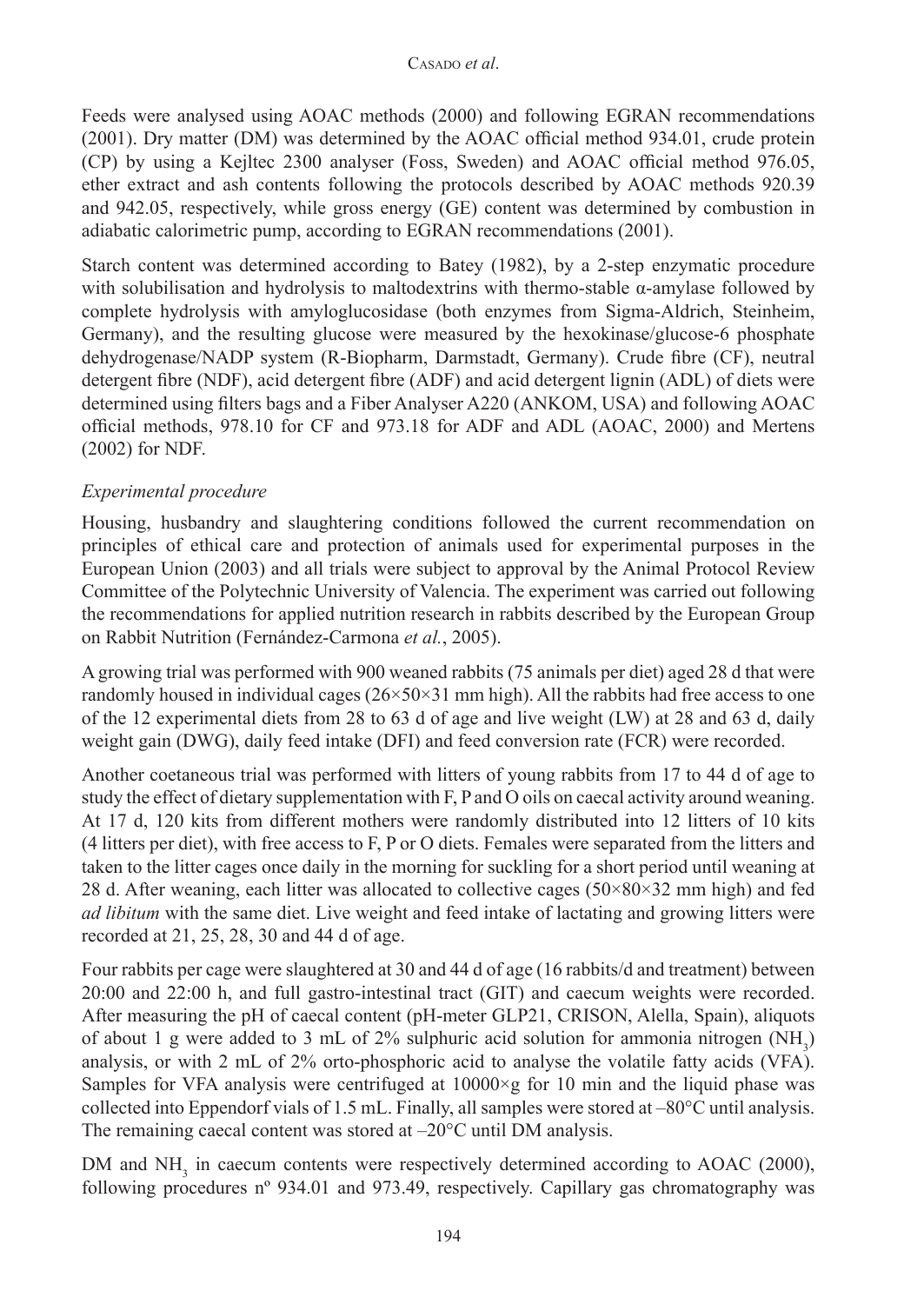Feeds were analysed using AOAC methods (2000) and following EGRAN recommendations (2001). Dry matter (DM) was determined by the AOAC official method 934.01, crude protein (CP) by using a Kejltec 2300 analyser (Foss, Sweden) and AOAC official method 976.05, ether extract and ash contents following the protocols described by AOAC methods 920.39 and 942.05, respectively, while gross energy (GE) content was determined by combustion in adiabatic calorimetric pump, according to EGRAN recommendations (2001).

Starch content was determined according to Batey (1982), by a 2-step enzymatic procedure with solubilisation and hydrolysis to maltodextrins with thermo-stable α-amylase followed by complete hydrolysis with amyloglucosidase (both enzymes from Sigma-Aldrich, Steinheim, Germany), and the resulting glucose were measured by the hexokinase/glucose-6 phosphate dehydrogenase/NADP system (R-Biopharm, Darmstadt, Germany). Crude fibre (CF), neutral detergent fibre (NDF), acid detergent fibre (ADF) and acid detergent lignin (ADL) of diets were determined using filters bags and a Fiber Analyser A220 (ANKOM, USA) and following AOAC official methods, 978.10 for CF and 973.18 for ADF and ADL (AOAC, 2000) and Mertens (2002) for NDF.

*Experimental procedure*

Housing, husbandry and slaughtering conditions followed the current recommendation on principles of ethical care and protection of animals used for experimental purposes in the European Union (2003) and all trials were subject to approval by the Animal Protocol Review Committee of the Polytechnic University of Valencia. The experiment was carried out following the recommendations for applied nutrition research in rabbits described by the European Group on Rabbit Nutrition (Fernández-Carmona *et al.*, 2005).

A growing trial was performed with 900 weaned rabbits (75 animals per diet) aged 28 d that were randomly housed in individual cages (26×50×31 mm high). All the rabbits had free access to one of the 12 experimental diets from 28 to 63 d of age and live weight (LW) at 28 and 63 d, daily weight gain (DWG), daily feed intake (DFI) and feed conversion rate (FCR) were recorded.

Another coetaneous trial was performed with litters of young rabbits from 17 to 44 d of age to study the effect of dietary supplementation with F, P and O oils on caecal activity around weaning. At 17 d, 120 kits from different mothers were randomly distributed into 12 litters of 10 kits (4 litters per diet), with free access to F, P or O diets. Females were separated from the litters and taken to the litter cages once daily in the morning for suckling for a short period until weaning at 28 d. After weaning, each litter was allocated to collective cages (50×80×32 mm high) and fed *ad libitum* with the same diet. Live weight and feed intake of lactating and growing litters were recorded at 21, 25, 28, 30 and 44 d of age.

Four rabbits per cage were slaughtered at 30 and 44 d of age (16 rabbits/d and treatment) between 20:00 and 22:00 h, and full gastro-intestinal tract (GIT) and caecum weights were recorded. After measuring the pH of caecal content (pH-meter GLP21, CRISON, Alella, Spain), aliquots of about 1 g were added to 3 mL of 2% sulphuric acid solution for ammonia nitrogen ($NH_3$) analysis, or with 2 mL of 2% orto-phosphoric acid to analyse the volatile fatty acids (VFA). Samples for VFA analysis were centrifuged at 10000×g for 10 min and the liquid phase was collected into Eppendorf vials of 1.5 mL. Finally, all samples were stored at –80°C until analysis. The remaining caecal content was stored at –20°C until DM analysis.

DM and $NH_3$ in caecum contents were respectively determined according to AOAC (2000), following procedures nº 934.01 and 973.49, respectively. Capillary gas chromatography was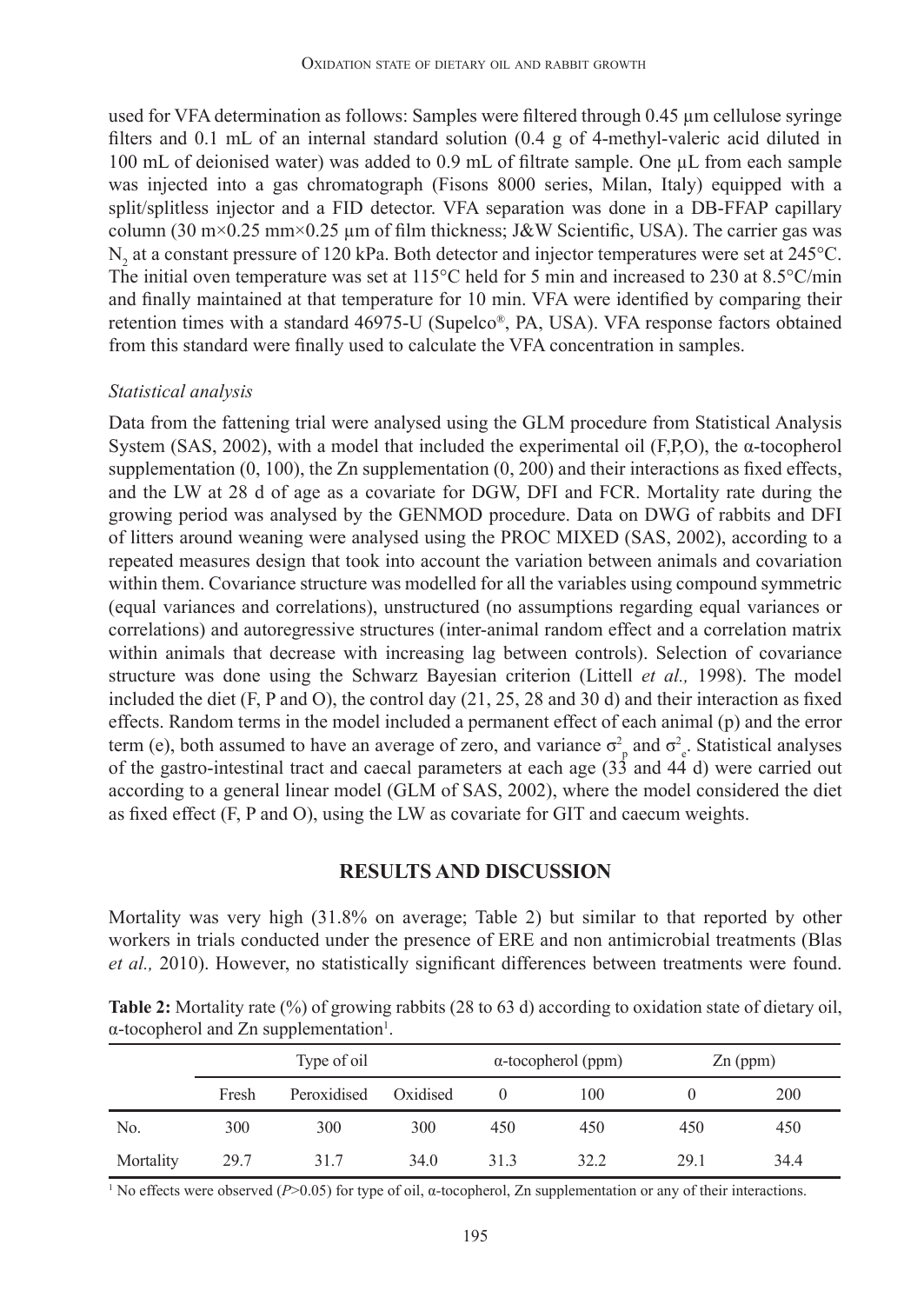used for VFA determination as follows: Samples were filtered through 0.45 µm cellulose syringe filters and 0.1 mL of an internal standard solution (0.4 g of 4-methyl-valeric acid diluted in 100 mL of deionised water) was added to 0.9 mL of filtrate sample. One µL from each sample was injected into a gas chromatograph (Fisons 8000 series, Milan, Italy) equipped with a split/splitless injector and a FID detector. VFA separation was done in a DB-FFAP capillary column (30 m×0.25 mm×0.25 µm of film thickness; J&W Scientific, USA). The carrier gas was $N_2$ at a constant pressure of 120 kPa. Both detector and injector temperatures were set at 245°C. The initial oven temperature was set at 115°C held for 5 min and increased to 230 at 8.5°C/min and finally maintained at that temperature for 10 min. VFA were identified by comparing their retention times with a standard 46975-U (Supelco®, PA, USA). VFA response factors obtained from this standard were finally used to calculate the VFA concentration in samples.

*Statistical analysis*

Data from the fattening trial were analysed using the GLM procedure from Statistical Analysis System (SAS, 2002), with a model that included the experimental oil (F,P,O), the α-tocopherol supplementation (0, 100), the Zn supplementation (0, 200) and their interactions as fixed effects, and the LW at 28 d of age as a covariate for DGW, DFI and FCR. Mortality rate during the growing period was analysed by the GENMOD procedure. Data on DWG of rabbits and DFI of litters around weaning were analysed using the PROC MIXED (SAS, 2002), according to a repeated measures design that took into account the variation between animals and covariation within them. Covariance structure was modelled for all the variables using compound symmetric (equal variances and correlations), unstructured (no assumptions regarding equal variances or correlations) and autoregressive structures (inter-animal random effect and a correlation matrix within animals that decrease with increasing lag between controls). Selection of covariance structure was done using the Schwarz Bayesian criterion (Littell *et al.,* 1998). The model included the diet (F, P and O), the control day (21, 25, 28 and 30 d) and their interaction as fixed effects. Random terms in the model included a permanent effect of each animal (p) and the error term (e), both assumed to have an average of zero, and variance $\sigma^2_p$ and $\sigma^2_e$. Statistical analyses of the gastro-intestinal tract and caecal parameters at each age (33 and 44 d) were carried out according to a general linear model (GLM of SAS, 2002), where the model considered the diet as fixed effect (F, P and O), using the LW as covariate for GIT and caecum weights.

## RESULTS AND DISCUSSION

Mortality was very high (31.8% on average; Table 2) but similar to that reported by other workers in trials conducted under the presence of ERE and non antimicrobial treatments (Blas *et al.,* 2010). However, no statistically significant differences between treatments were found.

**Table 2:** Mortality rate (%) of growing rabbits (28 to 63 d) according to oxidation state of dietary oil, α-tocopherol and Zn supplementation[1].

| | Type of oil | | | α-tocopherol (ppm) | | Zn (ppm) | |
|---|---|---|---|---|---|---|---|
| | Fresh | Peroxidised | Oxidised | 0 | 100 | 0 | 200 |
| No. | 300 | 300 | 300 | 450 | 450 | 450 | 450 |
| Mortality | 29.7 | 31.7 | 34.0 | 31.3 | 32.2 | 29.1 | 34.4 |

[1] No effects were observed ($P$>0.05) for type of oil, α-tocopherol, Zn supplementation or any of their interactions.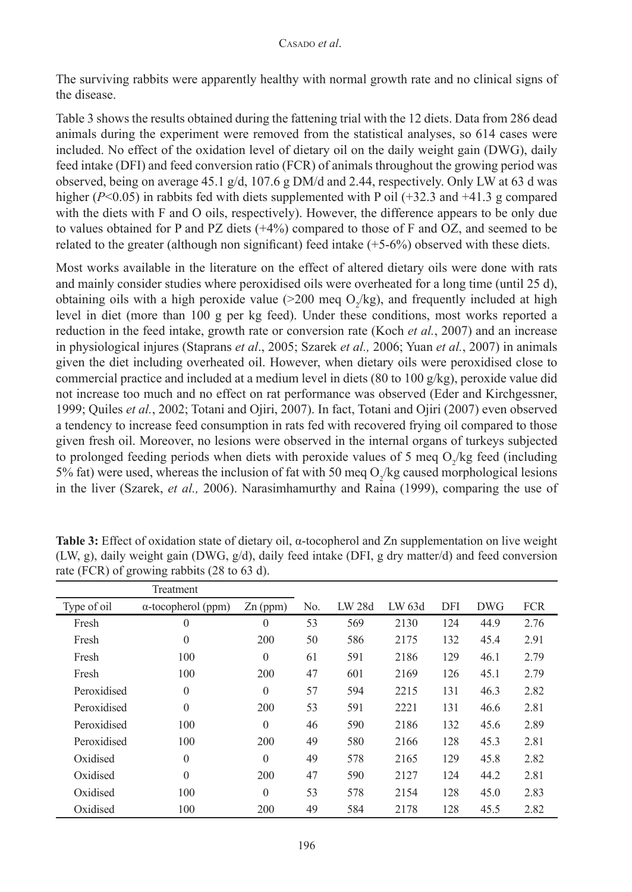The surviving rabbits were apparently healthy with normal growth rate and no clinical signs of the disease.

Table 3 shows the results obtained during the fattening trial with the 12 diets. Data from 286 dead animals during the experiment were removed from the statistical analyses, so 614 cases were included. No effect of the oxidation level of dietary oil on the daily weight gain (DWG), daily feed intake (DFI) and feed conversion ratio (FCR) of animals throughout the growing period was observed, being on average 45.1 g/d, 107.6 g DM/d and 2.44, respectively. Only LW at 63 d was higher ($P<0.05$) in rabbits fed with diets supplemented with P oil (+32.3 and +41.3 g compared with the diets with F and O oils, respectively). However, the difference appears to be only due to values obtained for P and PZ diets (+4%) compared to those of F and OZ, and seemed to be related to the greater (although non significant) feed intake (+5-6%) observed with these diets.

Most works available in the literature on the effect of altered dietary oils were done with rats and mainly consider studies where peroxidised oils were overheated for a long time (until 25 d), obtaining oils with a high peroxide value (>200 meq $O_2$/kg), and frequently included at high level in diet (more than 100 g per kg feed). Under these conditions, most works reported a reduction in the feed intake, growth rate or conversion rate (Koch *et al.*, 2007) and an increase in physiological injures (Staprans *et al*., 2005; Szarek *et al.,* 2006; Yuan *et al.*, 2007) in animals given the diet including overheated oil. However, when dietary oils were peroxidised close to commercial practice and included at a medium level in diets (80 to 100 g/kg), peroxide value did not increase too much and no effect on rat performance was observed (Eder and Kirchgessner, 1999; Quiles *et al.*, 2002; Totani and Ojiri, 2007). In fact, Totani and Ojiri (2007) even observed a tendency to increase feed consumption in rats fed with recovered frying oil compared to those given fresh oil. Moreover, no lesions were observed in the internal organs of turkeys subjected to prolonged feeding periods when diets with peroxide values of 5 meq $O_2$/kg feed (including 5% fat) were used, whereas the inclusion of fat with 50 meq $O_2$/kg caused morphological lesions in the liver (Szarek, *et al.,* 2006). Narasimhamurthy and Raina (1999), comparing the use of

**Table 3:** Effect of oxidation state of dietary oil, α-tocopherol and Zn supplementation on live weight (LW, g), daily weight gain (DWG, g/d), daily feed intake (DFI, g dry matter/d) and feed conversion rate (FCR) of growing rabbits (28 to 63 d).

| Treatment | | | | | | | | |
|---|---|---|---|---|---|---|---|---|
| Type of oil | α-tocopherol (ppm) | Zn (ppm) | No. | LW 28d | LW 63d | DFI | DWG | FCR |
| Fresh | 0 | 0 | 53 | 569 | 2130 | 124 | 44.9 | 2.76 |
| Fresh | 0 | 200 | 50 | 586 | 2175 | 132 | 45.4 | 2.91 |
| Fresh | 100 | 0 | 61 | 591 | 2186 | 129 | 46.1 | 2.79 |
| Fresh | 100 | 200 | 47 | 601 | 2169 | 126 | 45.1 | 2.79 |
| Peroxidised | 0 | 0 | 57 | 594 | 2215 | 131 | 46.3 | 2.82 |
| Peroxidised | 0 | 200 | 53 | 591 | 2221 | 131 | 46.6 | 2.81 |
| Peroxidised | 100 | 0 | 46 | 590 | 2186 | 132 | 45.6 | 2.89 |
| Peroxidised | 100 | 200 | 49 | 580 | 2166 | 128 | 45.3 | 2.81 |
| Oxidised | 0 | 0 | 49 | 578 | 2165 | 129 | 45.8 | 2.82 |
| Oxidised | 0 | 200 | 47 | 590 | 2127 | 124 | 44.2 | 2.81 |
| Oxidised | 100 | 0 | 53 | 578 | 2154 | 128 | 45.0 | 2.83 |
| Oxidised | 100 | 200 | 49 | 584 | 2178 | 128 | 45.5 | 2.82 |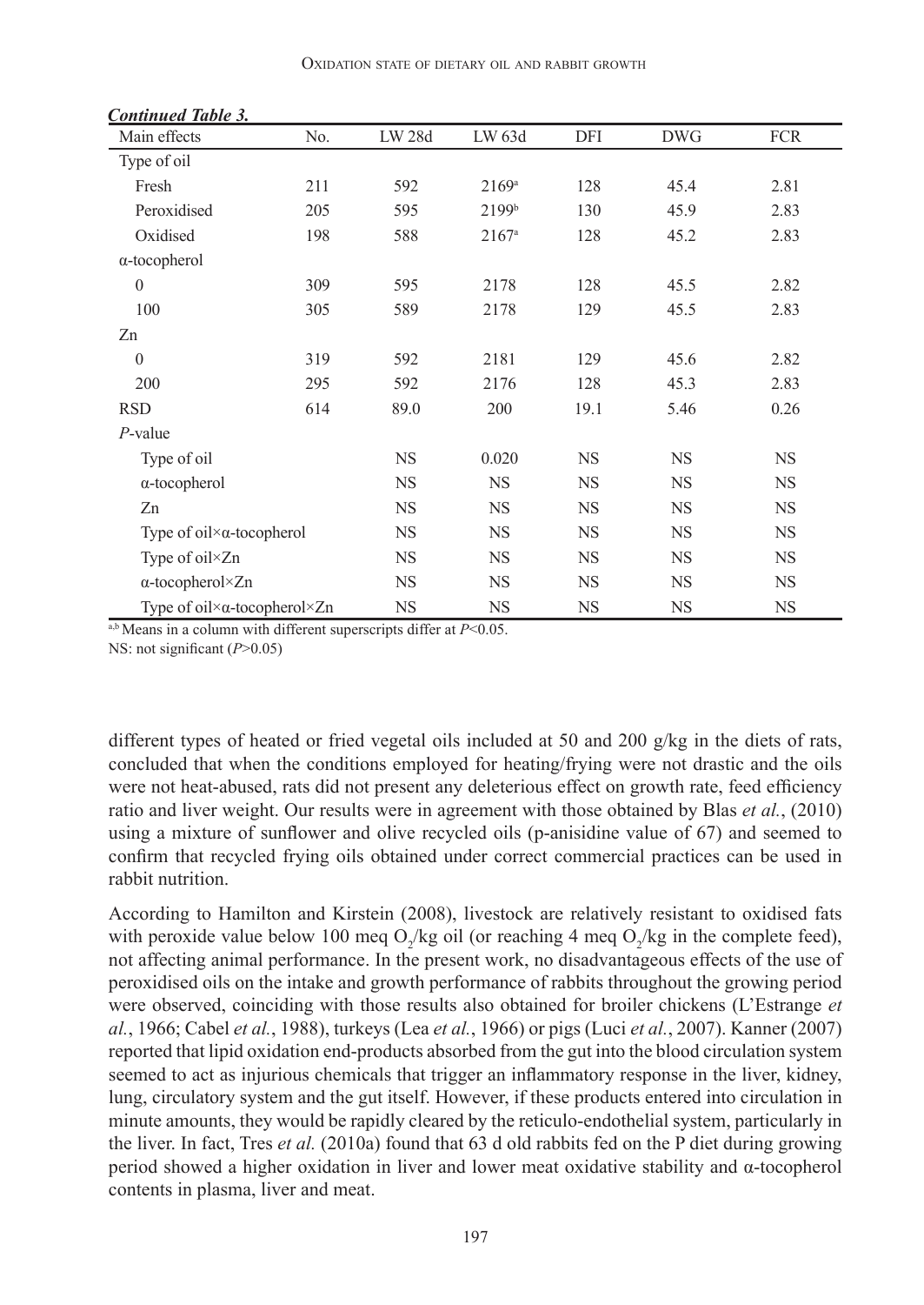*Continued Table 3.*

| Main effects | No. | LW 28d | LW 63d | DFI | DWG | FCR |
|---|---|---|---|---|---|---|
| Type of oil | | | | | | |
| Fresh | 211 | 592 | 2169[a] | 128 | 45.4 | 2.81 |
| Peroxidised | 205 | 595 | 2199[b] | 130 | 45.9 | 2.83 |
| Oxidised | 198 | 588 | 2167[a] | 128 | 45.2 | 2.83 |
| α-tocopherol | | | | | | |
| 0 | 309 | 595 | 2178 | 128 | 45.5 | 2.82 |
| 100 | 305 | 589 | 2178 | 129 | 45.5 | 2.83 |
| Zn | | | | | | |
| 0 | 319 | 592 | 2181 | 129 | 45.6 | 2.82 |
| 200 | 295 | 592 | 2176 | 128 | 45.3 | 2.83 |
| RSD | 614 | 89.0 | 200 | 19.1 | 5.46 | 0.26 |
| *P*-value | | | | | | |
| Type of oil | | NS | 0.020 | NS | NS | NS |
| α-tocopherol | | NS | NS | NS | NS | NS |
| Zn | | NS | NS | NS | NS | NS |
| Type of oil×α-tocopherol | | NS | NS | NS | NS | NS |
| Type of oil×Zn | | NS | NS | NS | NS | NS |
| α-tocopherol×Zn | | NS | NS | NS | NS | NS |
| Type of oil×α-tocopherol×Zn | | NS | NS | NS | NS | NS |

[a,b] Means in a column with different superscripts differ at $P<0.05$.

NS: not significant ($P>0.05$)

different types of heated or fried vegetal oils included at 50 and 200 g/kg in the diets of rats, concluded that when the conditions employed for heating/frying were not drastic and the oils were not heat-abused, rats did not present any deleterious effect on growth rate, feed efficiency ratio and liver weight. Our results were in agreement with those obtained by Blas *et al.*, (2010) using a mixture of sunflower and olive recycled oils (p-anisidine value of 67) and seemed to confirm that recycled frying oils obtained under correct commercial practices can be used in rabbit nutrition.

According to Hamilton and Kirstein (2008), livestock are relatively resistant to oxidised fats with peroxide value below 100 meq $O_2$/kg oil (or reaching 4 meq $O_2$/kg in the complete feed), not affecting animal performance. In the present work, no disadvantageous effects of the use of peroxidised oils on the intake and growth performance of rabbits throughout the growing period were observed, coinciding with those results also obtained for broiler chickens (L'Estrange *et al.*, 1966; Cabel *et al.*, 1988), turkeys (Lea *et al.*, 1966) or pigs (Luci *et al.*, 2007). Kanner (2007) reported that lipid oxidation end-products absorbed from the gut into the blood circulation system seemed to act as injurious chemicals that trigger an inflammatory response in the liver, kidney, lung, circulatory system and the gut itself. However, if these products entered into circulation in minute amounts, they would be rapidly cleared by the reticulo-endothelial system, particularly in the liver. In fact, Tres *et al.* (2010a) found that 63 d old rabbits fed on the P diet during growing period showed a higher oxidation in liver and lower meat oxidative stability and α-tocopherol contents in plasma, liver and meat.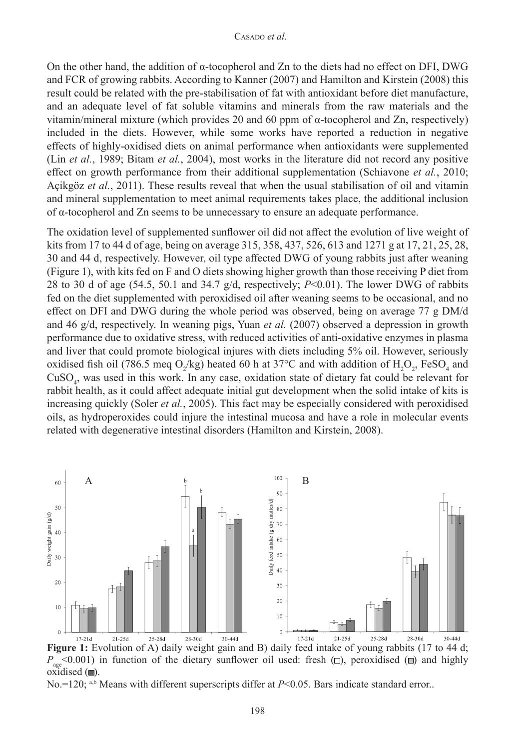On the other hand, the addition of α-tocopherol and Zn to the diets had no effect on DFI, DWG and FCR of growing rabbits. According to Kanner (2007) and Hamilton and Kirstein (2008) this result could be related with the pre-stabilisation of fat with antioxidant before diet manufacture, and an adequate level of fat soluble vitamins and minerals from the raw materials and the vitamin/mineral mixture (which provides 20 and 60 ppm of α-tocopherol and Zn, respectively) included in the diets. However, while some works have reported a reduction in negative effects of highly-oxidised diets on animal performance when antioxidants were supplemented (Lin *et al.*, 1989; Bitam *et al.*, 2004), most works in the literature did not record any positive effect on growth performance from their additional supplementation (Schiavone *et al.*, 2010; Açikgöz *et al.*, 2011). These results reveal that when the usual stabilisation of oil and vitamin and mineral supplementation to meet animal requirements takes place, the additional inclusion of α-tocopherol and Zn seems to be unnecessary to ensure an adequate performance.

The oxidation level of supplemented sunflower oil did not affect the evolution of live weight of kits from 17 to 44 d of age, being on average 315, 358, 437, 526, 613 and 1271 g at 17, 21, 25, 28, 30 and 44 d, respectively. However, oil type affected DWG of young rabbits just after weaning (Figure 1), with kits fed on F and O diets showing higher growth than those receiving P diet from 28 to 30 d of age (54.5, 50.1 and 34.7 g/d, respectively; $P<0.01$). The lower DWG of rabbits fed on the diet supplemented with peroxidised oil after weaning seems to be occasional, and no effect on DFI and DWG during the whole period was observed, being on average 77 g DM/d and 46 g/d, respectively. In weaning pigs, Yuan *et al.* (2007) observed a depression in growth performance due to oxidative stress, with reduced activities of anti-oxidative enzymes in plasma and liver that could promote biological injures with diets including 5% oil. However, seriously oxidised fish oil (786.5 meq $O_2$/kg) heated 60 h at 37°C and with addition of $H_2O_2$, $FeSO_4$ and $CuSO_4$, was used in this work. In any case, oxidation state of dietary fat could be relevant for rabbit health, as it could affect adequate initial gut development when the solid intake of kits is increasing quickly (Soler *et al.*, 2005). This fact may be especially considered with peroxidised oils, as hydroperoxides could injure the intestinal mucosa and have a role in molecular events related with degenerative intestinal disorders (Hamilton and Kirstein, 2008).

**Figure 1:** Evolution of A) daily weight gain and B) daily feed intake of young rabbits (17 to 44 d; $P_{age}<0.001$) in function of the dietary sunflower oil used: fresh (□), peroxidised (▒) and highly oxidised (■).

No.=120; [a,b] Means with different superscripts differ at $P<0.05$. Bars indicate standard error..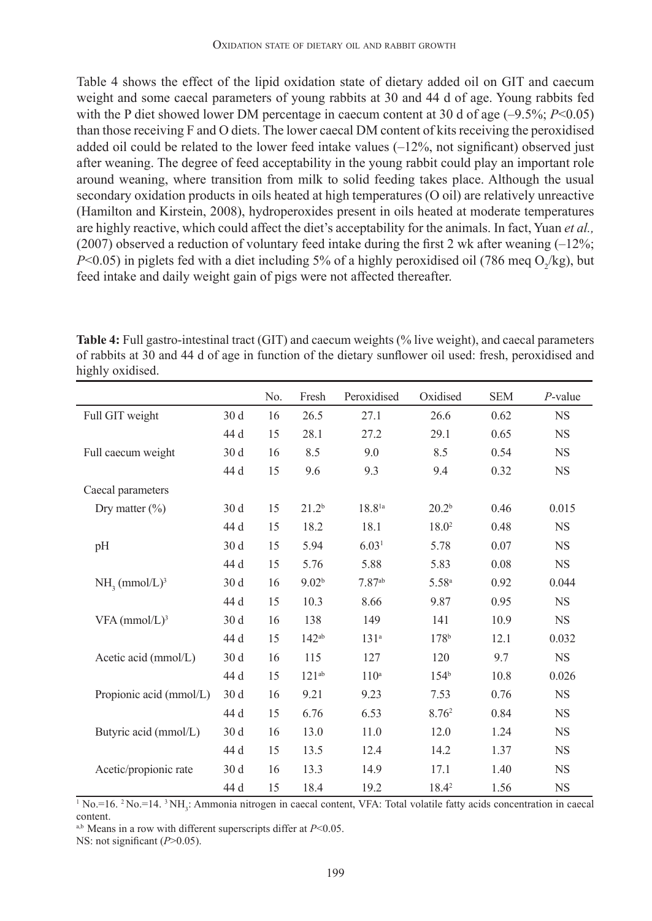Table 4 shows the effect of the lipid oxidation state of dietary added oil on GIT and caecum weight and some caecal parameters of young rabbits at 30 and 44 d of age. Young rabbits fed with the P diet showed lower DM percentage in caecum content at 30 d of age (–9.5%; $P<0.05$) than those receiving F and O diets. The lower caecal DM content of kits receiving the peroxidised added oil could be related to the lower feed intake values (–12%, not significant) observed just after weaning. The degree of feed acceptability in the young rabbit could play an important role around weaning, where transition from milk to solid feeding takes place. Although the usual secondary oxidation products in oils heated at high temperatures (O oil) are relatively unreactive (Hamilton and Kirstein, 2008), hydroperoxides present in oils heated at moderate temperatures are highly reactive, which could affect the diet's acceptability for the animals. In fact, Yuan *et al.,* (2007) observed a reduction of voluntary feed intake during the first 2 wk after weaning (–12%; $P<0.05$) in piglets fed with a diet including 5% of a highly peroxidised oil (786 meq $O_2$/kg), but feed intake and daily weight gain of pigs were not affected thereafter.

**Table 4:** Full gastro-intestinal tract (GIT) and caecum weights (% live weight), and caecal parameters of rabbits at 30 and 44 d of age in function of the dietary sunflower oil used: fresh, peroxidised and highly oxidised.

| | | No. | Fresh | Peroxidised | Oxidised | SEM | $P$-value |
|---|---|---|---|---|---|---|---|
| Full GIT weight | 30 d | 16 | 26.5 | 27.1 | 26.6 | 0.62 | NS |
| | 44 d | 15 | 28.1 | 27.2 | 29.1 | 0.65 | NS |
| Full caecum weight | 30 d | 16 | 8.5 | 9.0 | 8.5 | 0.54 | NS |
| | 44 d | 15 | 9.6 | 9.3 | 9.4 | 0.32 | NS |
| Caecal parameters | | | | | | | |
| Dry matter (%) | 30 d | 15 | 21.2[b] | 18.8[1a] | 20.2[b] | 0.46 | 0.015 |
| | 44 d | 15 | 18.2 | 18.1 | 18.0[2] | 0.48 | NS |
| pH | 30 d | 15 | 5.94 | 6.03[1] | 5.78 | 0.07 | NS |
| | 44 d | 15 | 5.76 | 5.88 | 5.83 | 0.08 | NS |
| $NH_3$ (mmol/L)[3] | 30 d | 16 | 9.02[b] | 7.87[ab] | 5.58[a] | 0.92 | 0.044 |
| | 44 d | 15 | 10.3 | 8.66 | 9.87 | 0.95 | NS |
| VFA (mmol/L)[3] | 30 d | 16 | 138 | 149 | 141 | 10.9 | NS |
| | 44 d | 15 | 142[ab] | 131[a] | 178[b] | 12.1 | 0.032 |
| Acetic acid (mmol/L) | 30 d | 16 | 115 | 127 | 120 | 9.7 | NS |
| | 44 d | 15 | 121[ab] | 110[a] | 154[b] | 10.8 | 0.026 |
| Propionic acid (mmol/L) | 30 d | 16 | 9.21 | 9.23 | 7.53 | 0.76 | NS |
| | 44 d | 15 | 6.76 | 6.53 | 8.76[2] | 0.84 | NS |
| Butyric acid (mmol/L) | 30 d | 16 | 13.0 | 11.0 | 12.0 | 1.24 | NS |
| | 44 d | 15 | 13.5 | 12.4 | 14.2 | 1.37 | NS |
| Acetic/propionic rate | 30 d | 16 | 13.3 | 14.9 | 17.1 | 1.40 | NS |
| | 44 d | 15 | 18.4 | 19.2 | 18.4[2] | 1.56 | NS |

[1] No.=16. [2] No.=14. [3] $NH_3$: Ammonia nitrogen in caecal content, VFA: Total volatile fatty acids concentration in caecal content.

[a,b] Means in a row with different superscripts differ at $P<0.05$.

NS: not significant ($P>0.05$).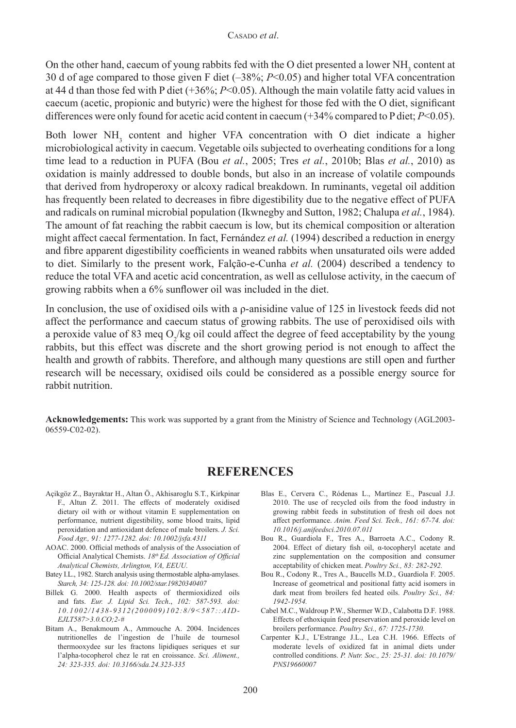On the other hand, caecum of young rabbits fed with the O diet presented a lower $NH_3$ content at 30 d of age compared to those given F diet (–38%; $P<0.05$) and higher total VFA concentration at 44 d than those fed with P diet (+36%; $P<0.05$). Although the main volatile fatty acid values in caecum (acetic, propionic and butyric) were the highest for those fed with the O diet, significant differences were only found for acetic acid content in caecum (+34% compared to P diet; $P<0.05$).

Both lower $NH_3$ content and higher VFA concentration with O diet indicate a higher microbiological activity in caecum. Vegetable oils subjected to overheating conditions for a long time lead to a reduction in PUFA (Bou *et al.*, 2005; Tres *et al.*, 2010b; Blas *et al.*, 2010) as oxidation is mainly addressed to double bonds, but also in an increase of volatile compounds that derived from hydroperoxy or alcoxy radical breakdown. In ruminants, vegetal oil addition has frequently been related to decreases in fibre digestibility due to the negative effect of PUFA and radicals on ruminal microbial population (Ikwnegby and Sutton, 1982; Chalupa *et al.*, 1984). The amount of fat reaching the rabbit caecum is low, but its chemical composition or alteration might affect caecal fermentation. In fact, Fernández *et al.* (1994) described a reduction in energy and fibre apparent digestibility coefficients in weaned rabbits when unsaturated oils were added to diet. Similarly to the present work, Falção-e-Cunha *et al.* (2004) described a tendency to reduce the total VFA and acetic acid concentration, as well as cellulose activity, in the caecum of growing rabbits when a 6% sunflower oil was included in the diet.

In conclusion, the use of oxidised oils with a ρ-anisidine value of 125 in livestock feeds did not affect the performance and caecum status of growing rabbits. The use of peroxidised oils with a peroxide value of 83 meq $O_2$/kg oil could affect the degree of feed acceptability by the young rabbits, but this effect was discrete and the short growing period is not enough to affect the health and growth of rabbits. Therefore, and although many questions are still open and further research will be necessary, oxidised oils could be considered as a possible energy source for rabbit nutrition.

**Acknowledgements:** This work was supported by a grant from the Ministry of Science and Technology (AGL2003-06559-C02-02).

## REFERENCES

Açikgöz Z., Bayraktar H., Altan Ö., Akhisaroglu S.T., Kirkpinar F., Altun Z. 2011. The effects of moderately oxidised dietary oil with or without vitamin E supplementation on performance, nutrient digestibility, some blood traits, lipid peroxidation and antioxidant defence of male broilers. *J. Sci. Food Agr., 91: 1277-1282. doi: 10.1002/jsfa.4311*

AOAC. 2000. Official methods of analysis of the Association of Official Analytical Chemists. *18th Ed. Association of Official Analytical Chemists, Arlington, VA, EEUU.*

Batey I.L., 1982. Starch analysis using thermostable alpha-amylases. *Starch, 34: 125-128. doi: 10.1002/star.19820340407*

Billek G. 2000. Health aspects of thermioxidized oils and fats. *Eur. J. Lipid Sci. Tech., 102: 587-593. doi: 10.1002/1438-9312(200009)102:8/9<587::AID-EJLT587>3.0.CO;2-#*

Bitam A., Benakmoum A., Ammouche A. 2004. Incidences nutritionelles de l'ingestion de l'huile de tournesol thermooxydee sur les fractons lipidiques seriques et sur l'alpha-tocopherol chez le rat en croissance. *Sci. Aliment., 24: 323-335. doi: 10.3166/sda.24.323-335*

Blas E., Cervera C., Ródenas L., Martínez E., Pascual J.J. 2010. The use of recycled oils from the food industry in growing rabbit feeds in substitution of fresh oil does not affect performance. *Anim. Feed Sci. Tech., 161: 67-74. doi: 10.1016/j.anifeedsci.2010.07.011*

Bou R., Guardiola F., Tres A., Barroeta A.C., Codony R. 2004. Effect of dietary fish oil, α-tocopheryl acetate and zinc supplementation on the composition and consumer acceptability of chicken meat. *Poultry Sci., 83: 282-292.*

Bou R., Codony R., Tres A., Baucells M.D., Guardiola F. 2005. Increase of geometrical and positional fatty acid isomers in dark meat from broilers fed heated oils. *Poultry Sci., 84: 1942-1954.*

Cabel M.C., Waldroup P.W., Shermer W.D., Calabotta D.F. 1988. Effects of ethoxiquin feed preservation and peroxide level on broilers performance. *Poultry Sci., 67: 1725-1730.*

Carpenter K.J., L'Estrange J.L., Lea C.H. 1966. Effects of moderate levels of oxidized fat in animal diets under controlled conditions. *P. Nutr. Soc., 25: 25-31. doi: 10.1079/PNS19660007*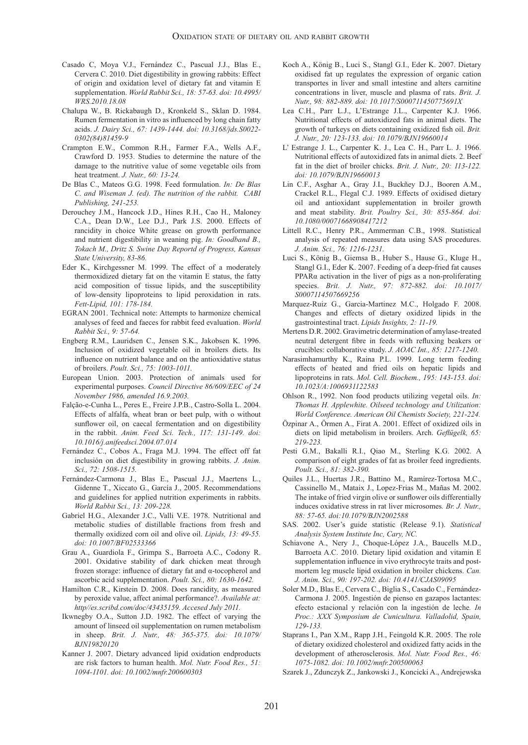Casado C, Moya V.J., Fernández C., Pascual J.J., Blas E., Cervera C. 2010. Diet digestibility in growing rabbits: Effect of origin and oxidation level of dietary fat and vitamin E supplementation. *World Rabbit Sci., 18: 57-63. doi: 10.4995/WRS.2010.18.08*

Chalupa W., B. Rickabaugh D., Kronkeld S., Sklan D. 1984. Rumen fermentation in vitro as influenced by long chain fatty acids. *J. Dairy Sci., 67: 1439-1444. doi: 10.3168/jds.S0022-0302(84)81459-9*

Crampton E.W., Common R.H., Farmer F.A., Wells A.F., Crawford D. 1953. Studies to determine the nature of the damage to the nutritive value of some vegetable oils from heat treatment. *J. Nutr., 60: 13-24.*

De Blas C., Mateos G.G. 1998. Feed formulation. *In: De Blas C. and Wiseman J. (ed). The nutrition of the rabbit. CABI Publishing, 241-253.*

Derouchey J.M., Hancock J.D., Hines R.H., Cao H., Maloney C.A., Dean D.W., Lee D.J., Park J.S. 2000. Effects of rancidity in choice White grease on growth performance and nutrient digestibility in weaning pig. *In: Goodband B., Tokach M., Dritz S. Swine Day Reportd of Progress, Kansas State University, 83-86.*

Eder K., Kirchgessner M. 1999. The effect of a moderately thermoxidized dietary fat on the vitamin E status, the fatty acid composition of tissue lipids, and the susceptibility of low-density lipoproteins to lipid peroxidation in rats. *Fett-Lipid, 101: 178-184.*

EGRAN 2001. Technical note: Attempts to harmonize chemical analyses of feed and faeces for rabbit feed evaluation. *World Rabbit Sci., 9: 57-64.*

Engberg R.M., Lauridsen C., Jensen S.K., Jakobsen K. 1996. Inclusion of oxidized vegetable oil in broilers diets. Its influence on nutrient balance and on the antioxidative status of broilers. *Poult. Sci., 75: 1003-1011.*

European Union. 2003. Protection of animals used for experimental purposes. *Council Directive 86/609/EEC of 24 November 1986, amended 16.9.2003.*

Falção-e-Cunha L., Peres E., Freire J.P.B., Castro-Solla L. 2004. Effects of alfalfa, wheat bran or beet pulp, with o without sunflower oil, on caecal fermentation and on digestibility in the rabbit. *Anim. Feed Sci. Tech., 117: 131-149. doi: 10.1016/j.anifeedsci.2004.07.014*

Fernández C., Cobos A., Fraga M.J. 1994. The effect off fat inclusión on diet digestibility in growing rabbits. *J. Anim. Sci., 72: 1508-1515.*

Fernández-Carmona J., Blas E., Pascual J.J., Maertens L., Gidenne T., Xiccato G., García J., 2005. Recommendations and guidelines for applied nutrition experiments in rabbits. *World Rabbit Sci., 13: 209-228.*

Gabriel H.G., Alexander J.C., Valli V.E. 1978. Nutritional and metabolic studies of distillable fractions from fresh and thermally oxidized corn oil and olive oil. *Lipids, 13: 49-55. doi: 10.1007/BF02533366*

Grau A., Guardiola F., Grimpa S., Barroeta A.C., Codony R. 2001. Oxidative stability of dark chicken meat through frozen storage: influence of dietary fat and α-tocopherol and ascorbic acid supplementation. *Poult. Sci., 80: 1630-1642.*

Hamilton C.R., Kirstein D. 2008. Does rancidity, as measured by peroxide value, affect animal performance?. *Available at: http//es.scribd.com/doc/43435159. Accesed July 2011.*

Ikwnegby O.A., Sutton J.D. 1982. The effect of varying the amount of linseed oil supplementation on rumen metabolism in sheep. *Brit. J. Nutr., 48: 365-375. doi: 10.1079/BJN19820120*

Kanner J. 2007. Dietary advanced lipid oxidation endproducts are risk factors to human health. *Mol. Nutr. Food Res., 51: 1094-1101. doi: 10.1002/mnfr.200600303*

Koch A., König B., Luci S., Stangl G.I., Eder K. 2007. Dietary oxidised fat up regulates the expression of organic cation transportes in liver and small intestine and alters carnitine concentrations in liver, muscle and plasma of rats. *Brit. J. Nutr., 98: 882-889. doi: 10.1017/S000711450775691X*

Lea C.H., Parr L.J., L'Estrange J.L., Carpenter K.J. 1966. Nutritional effects of autoxidized fats in animal diets. The growth of turkeys on diets containing oxidized fish oil. *Brit. J. Nutr., 20: 123-133. doi: 10.1079/BJN19660014*

L' Estrange J. L., Carpenter K. J., Lea C. H., Parr L. J. 1966. Nutritional effects of autoxidized fats in animal diets. 2. Beef fat in the diet of broiler chicks. *Brit. J. Nutr., 20: 113-122. doi: 10.1079/BJN19660013*

Lin C.F., Asghar A., Gray J.I., Buckñey D.J., Booren A.M., Crackel R.L., Flegal C.J. 1989. Effects of oxidised dietary oil and antioxidant supplementation in broiler growth and meat stability. *Brit. Poultry Sci., 30: 855-864. doi: 10.1080/00071668908417212*

Littell R.C., Henry P.R., Ammerman C.B., 1998. Statistical analysis of repeated measures data using SAS procedures. *J. Anim. Sci., 76: 1216-1231.*

Luci S., König B., Giemsa B., Huber S., Hause G., Kluge H., Stangl G.I., Eder K. 2007. Feeding of a deep-fried fat causes PPARα activation in the liver of pigs as a non-proliferating species. *Brit. J. Nutr., 97: 872-882. doi: 10.1017/S0007114507669256*

Marquez-Ruiz G., Garcia-Martinez M.C., Holgado F. 2008. Changes and effects of dietary oxidized lipids in the gastrointestinal tract. *Lipids Insights, 2: 11-19.*

Mertens D.R. 2002. Gravimetric determination of amylase-treated neutral detergent fibre in feeds with refluxing beakers or crucibles: collaborative study. *J. AOAC Int., 85: 1217-1240.*

Narasimhamurthy K., Raina P.L. 1999. Long term feeding effects of heated and fried oils on hepatic lipids and lipoproteins in rats. *Mol. Cell. Biochem., 195: 143-153. doi: 10.1023/A:1006931122583*

Ohlson R., 1992. Non food products utilizing vegetal oils. *In: Thomas H. Applewhite. Oilseed technology and Utilization: World Conference. American Oil Chemists Society, 221-224.*

Özpinar A., Örmen A., Firat A. 2001. Effect of oxidized oils in diets on lipid metabolism in broilers. Arch. *Geflügelk, 65: 219-223.*

Pesti G.M., Bakalli R.I., Qiao M., Sterling K.G. 2002. A comparison of eight grades of fat as broiler feed ingredients. *Poult. Sci., 81: 382-390.*

Quiles J.L., Huertas J.R., Battino M., Ramírez-Tortosa M.C., Cassinello M., Mataix J., Lopez-Frias M., Mañas M. 2002. The intake of fried virgin olive or sunflower oils differentially induces oxidative stress in rat liver microsomes*. Br. J. Nutr., 88: 57-65. doi:10.1079/BJN2002588*

SAS. 2002. User's guide statistic (Release 9.1). *Statistical Analysis System Institute Inc, Cary, NC.*

Schiavone A., Nery J., Choque-López J.A., Baucells M.D., Barroeta A.C. 2010. Dietary lipid oxidation and vitamin E supplementation influence in vivo erythrocyte traits and post-mortem leg muscle lipid oxidation in broiler chickens. *Can. J. Anim. Sci., 90: 197-202. doi: 10.4141/CJAS09095*

Soler M.D., Blas E., Cervera C., Biglia S., Casado C., Fernández-Carmona J. 2005. Ingestión de pienso en gazapos lactantes: efecto estacional y relación con la ingestión de leche*. In Proc.: XXX Symposium de Cunicultura. Valladolid, Spain, 129-133.*

Staprans I., Pan X.M., Rapp J.H., Feingold K.R. 2005. The role of dietary oxidized cholesterol and oxidized fatty acids in the development of atherosclerosis. *Mol. Nutr. Food Res., 46: 1075-1082. doi: 10.1002/mnfr.200500063*

Szarek J., Zdunczyk Z., Jankowski J., Koncicki A., Andrejewska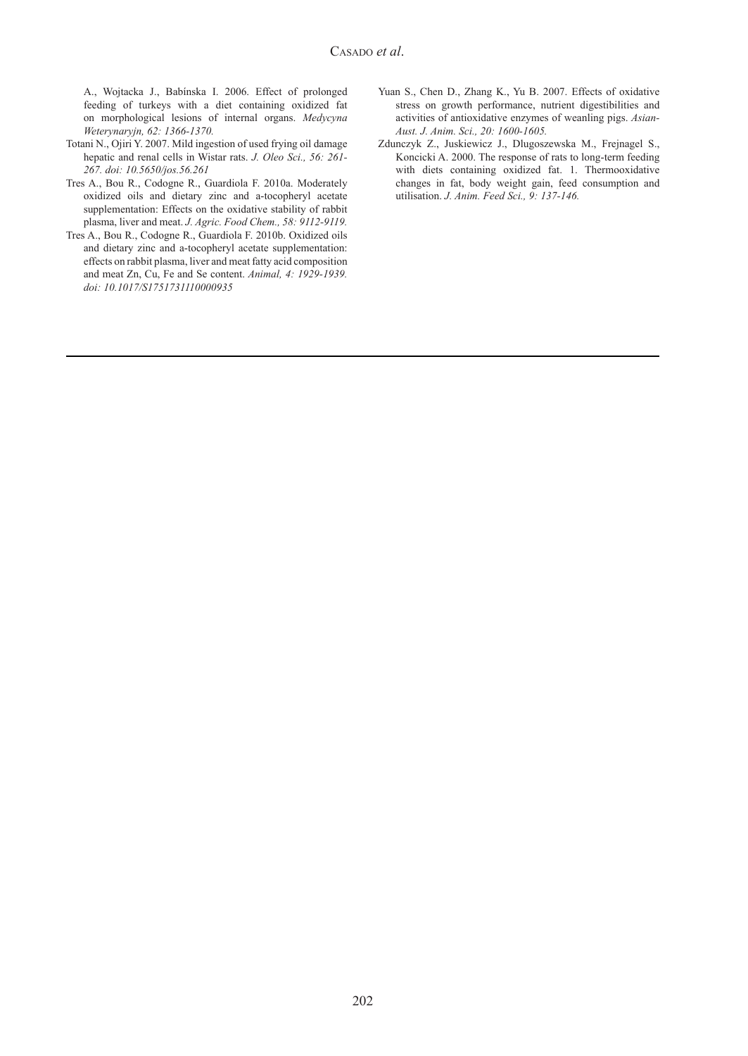A., Wojtacka J., Babínska I. 2006. Effect of prolonged feeding of turkeys with a diet containing oxidized fat on morphological lesions of internal organs. *Medycyna Weterynaryjn, 62: 1366-1370.*

Totani N., Ojiri Y. 2007. Mild ingestion of used frying oil damage hepatic and renal cells in Wistar rats. *J. Oleo Sci., 56: 261-267. doi: 10.5650/jos.56.261*

Tres A., Bou R., Codogne R., Guardiola F. 2010a. Moderately oxidized oils and dietary zinc and a-tocopheryl acetate supplementation: Effects on the oxidative stability of rabbit plasma, liver and meat. *J. Agric. Food Chem., 58: 9112-9119.*

Tres A., Bou R., Codogne R., Guardiola F. 2010b. Oxidized oils and dietary zinc and a-tocopheryl acetate supplementation: effects on rabbit plasma, liver and meat fatty acid composition and meat Zn, Cu, Fe and Se content. *Animal, 4: 1929-1939. doi: 10.1017/S1751731110000935*

Yuan S., Chen D., Zhang K., Yu B. 2007. Effects of oxidative stress on growth performance, nutrient digestibilities and activities of antioxidative enzymes of weanling pigs. *Asian-Aust. J. Anim. Sci., 20: 1600-1605.*

Zdunczyk Z., Juskiewicz J., Dlugoszewska M., Frejnagel S., Koncicki A. 2000. The response of rats to long-term feeding with diets containing oxidized fat. 1. Thermooxidative changes in fat, body weight gain, feed consumption and utilisation. *J. Anim. Feed Sci., 9: 137-146.*